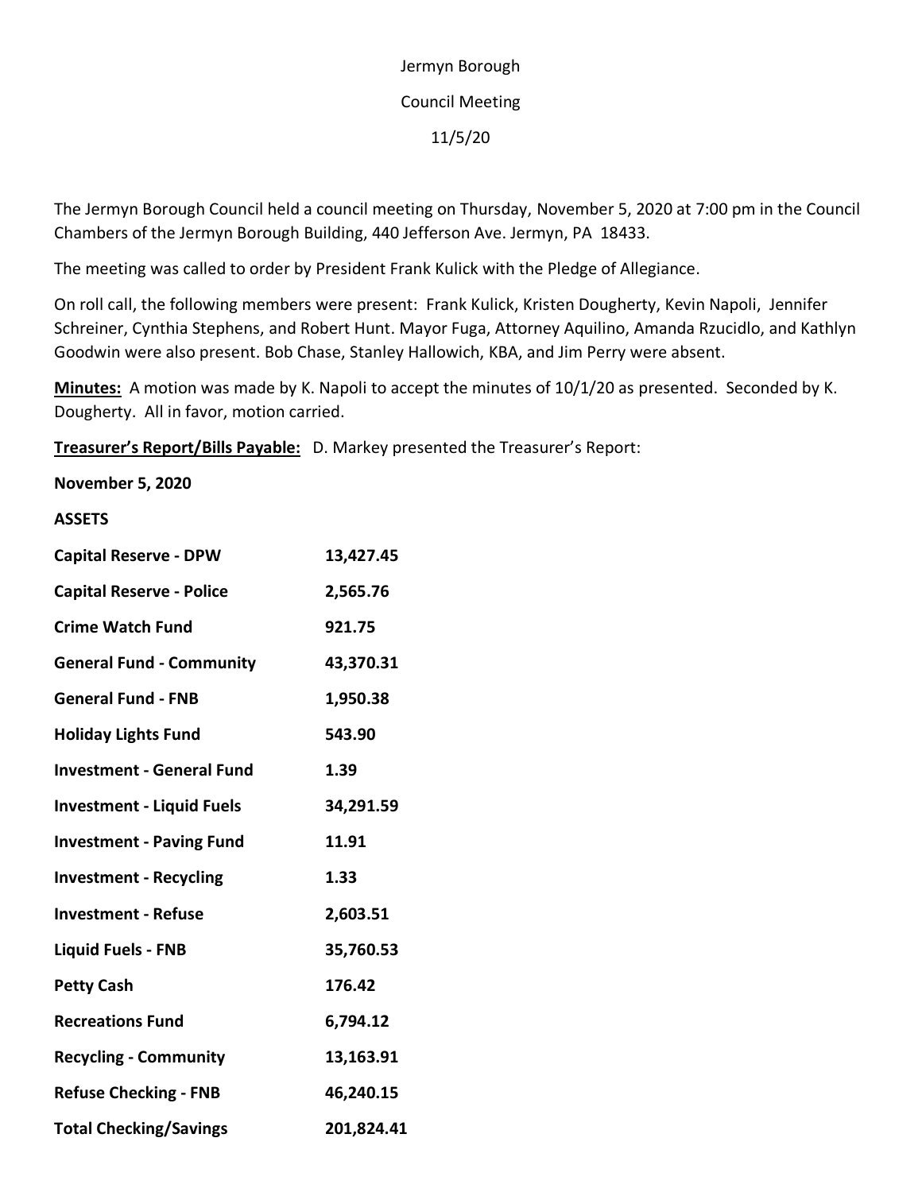Jermyn Borough

Council Meeting

11/5/20

The Jermyn Borough Council held a council meeting on Thursday, November 5, 2020 at 7:00 pm in the Council Chambers of the Jermyn Borough Building, 440 Jefferson Ave. Jermyn, PA 18433.

The meeting was called to order by President Frank Kulick with the Pledge of Allegiance.

On roll call, the following members were present: Frank Kulick, Kristen Dougherty, Kevin Napoli, Jennifer Schreiner, Cynthia Stephens, and Robert Hunt. Mayor Fuga, Attorney Aquilino, Amanda Rzucidlo, and Kathlyn Goodwin were also present. Bob Chase, Stanley Hallowich, KBA, and Jim Perry were absent.

**Minutes:** A motion was made by K. Napoli to accept the minutes of 10/1/20 as presented. Seconded by K. Dougherty. All in favor, motion carried.

**Treasurer's Report/Bills Payable:** D. Markey presented the Treasurer's Report:

**November 5, 2020**

**ASSETS**

| | |
|---|---|
| **Capital Reserve - DPW** | **13,427.45** |
| **Capital Reserve - Police** | **2,565.76** |
| **Crime Watch Fund** | **921.75** |
| **General Fund - Community** | **43,370.31** |
| **General Fund - FNB** | **1,950.38** |
| **Holiday Lights Fund** | **543.90** |
| **Investment - General Fund** | **1.39** |
| **Investment - Liquid Fuels** | **34,291.59** |
| **Investment - Paving Fund** | **11.91** |
| **Investment - Recycling** | **1.33** |
| **Investment - Refuse** | **2,603.51** |
| **Liquid Fuels - FNB** | **35,760.53** |
| **Petty Cash** | **176.42** |
| **Recreations Fund** | **6,794.12** |
| **Recycling - Community** | **13,163.91** |
| **Refuse Checking - FNB** | **46,240.15** |
| **Total Checking/Savings** | **201,824.41** |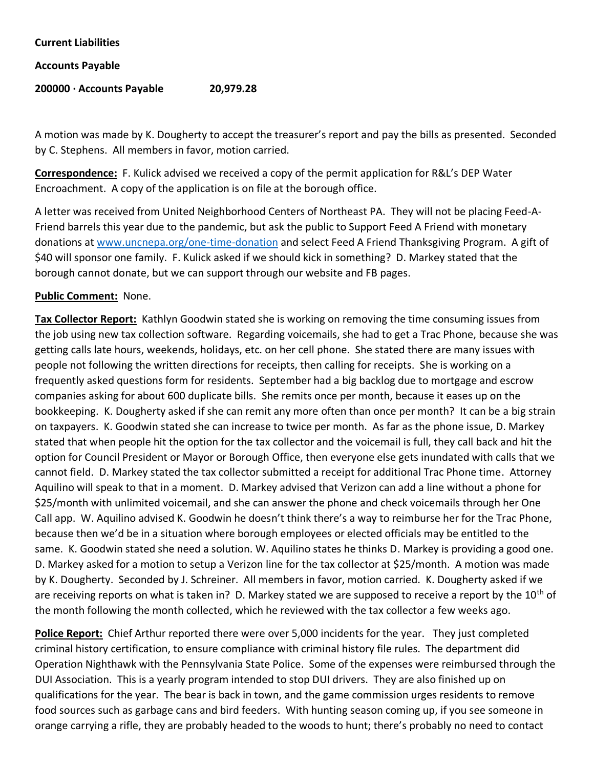**Current Liabilities**

**Accounts Payable**

**200000 · Accounts Payable 20,979.28**

A motion was made by K. Dougherty to accept the treasurer's report and pay the bills as presented. Seconded by C. Stephens. All members in favor, motion carried.

**Correspondence:** F. Kulick advised we received a copy of the permit application for R&L's DEP Water Encroachment. A copy of the application is on file at the borough office.

A letter was received from United Neighborhood Centers of Northeast PA. They will not be placing Feed-A-Friend barrels this year due to the pandemic, but ask the public to Support Feed A Friend with monetary donations at www.uncnepa.org/one-time-donation and select Feed A Friend Thanksgiving Program. A gift of $40 will sponsor one family. F. Kulick asked if we should kick in something? D. Markey stated that the borough cannot donate, but we can support through our website and FB pages.

**Public Comment:** None.

**Tax Collector Report:** Kathlyn Goodwin stated she is working on removing the time consuming issues from the job using new tax collection software. Regarding voicemails, she had to get a Trac Phone, because she was getting calls late hours, weekends, holidays, etc. on her cell phone. She stated there are many issues with people not following the written directions for receipts, then calling for receipts. She is working on a frequently asked questions form for residents. September had a big backlog due to mortgage and escrow companies asking for about 600 duplicate bills. She remits once per month, because it eases up on the bookkeeping. K. Dougherty asked if she can remit any more often than once per month? It can be a big strain on taxpayers. K. Goodwin stated she can increase to twice per month. As far as the phone issue, D. Markey stated that when people hit the option for the tax collector and the voicemail is full, they call back and hit the option for Council President or Mayor or Borough Office, then everyone else gets inundated with calls that we cannot field. D. Markey stated the tax collector submitted a receipt for additional Trac Phone time. Attorney Aquilino will speak to that in a moment. D. Markey advised that Verizon can add a line without a phone for $25/month with unlimited voicemail, and she can answer the phone and check voicemails through her One Call app. W. Aquilino advised K. Goodwin he doesn't think there's a way to reimburse her for the Trac Phone, because then we'd be in a situation where borough employees or elected officials may be entitled to the same. K. Goodwin stated she need a solution. W. Aquilino states he thinks D. Markey is providing a good one. D. Markey asked for a motion to setup a Verizon line for the tax collector at $25/month. A motion was made by K. Dougherty. Seconded by J. Schreiner. All members in favor, motion carried. K. Dougherty asked if we are receiving reports on what is taken in? D. Markey stated we are supposed to receive a report by the 10th of the month following the month collected, which he reviewed with the tax collector a few weeks ago.

**Police Report:** Chief Arthur reported there were over 5,000 incidents for the year. They just completed criminal history certification, to ensure compliance with criminal history file rules. The department did Operation Nighthawk with the Pennsylvania State Police. Some of the expenses were reimbursed through the DUI Association. This is a yearly program intended to stop DUI drivers. They are also finished up on qualifications for the year. The bear is back in town, and the game commission urges residents to remove food sources such as garbage cans and bird feeders. With hunting season coming up, if you see someone in orange carrying a rifle, they are probably headed to the woods to hunt; there's probably no need to contact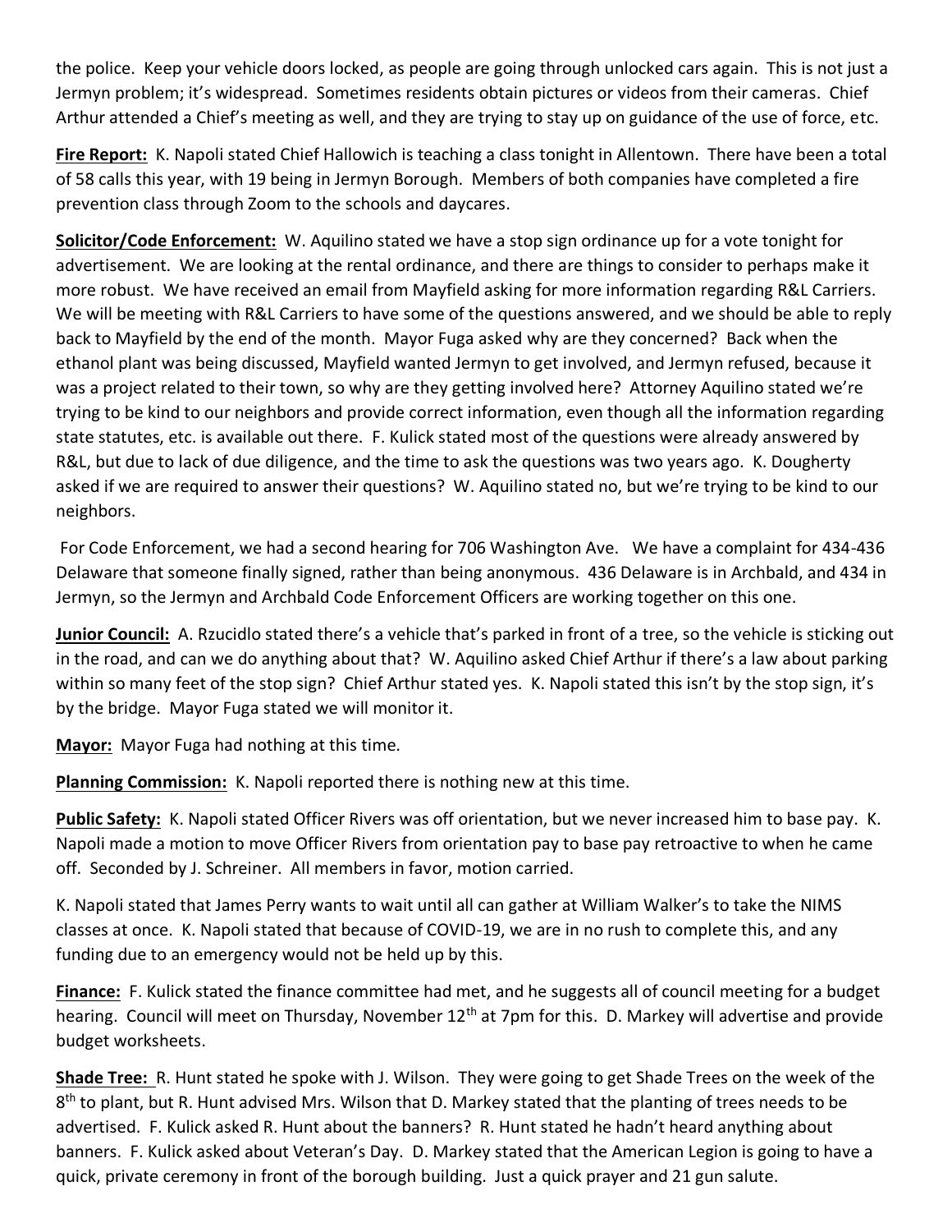the police. Keep your vehicle doors locked, as people are going through unlocked cars again. This is not just a Jermyn problem; it's widespread. Sometimes residents obtain pictures or videos from their cameras. Chief Arthur attended a Chief's meeting as well, and they are trying to stay up on guidance of the use of force, etc.

**Fire Report:** K. Napoli stated Chief Hallowich is teaching a class tonight in Allentown. There have been a total of 58 calls this year, with 19 being in Jermyn Borough. Members of both companies have completed a fire prevention class through Zoom to the schools and daycares.

**Solicitor/Code Enforcement:** W. Aquilino stated we have a stop sign ordinance up for a vote tonight for advertisement. We are looking at the rental ordinance, and there are things to consider to perhaps make it more robust. We have received an email from Mayfield asking for more information regarding R&L Carriers. We will be meeting with R&L Carriers to have some of the questions answered, and we should be able to reply back to Mayfield by the end of the month. Mayor Fuga asked why are they concerned? Back when the ethanol plant was being discussed, Mayfield wanted Jermyn to get involved, and Jermyn refused, because it was a project related to their town, so why are they getting involved here? Attorney Aquilino stated we're trying to be kind to our neighbors and provide correct information, even though all the information regarding state statutes, etc. is available out there. F. Kulick stated most of the questions were already answered by R&L, but due to lack of due diligence, and the time to ask the questions was two years ago. K. Dougherty asked if we are required to answer their questions? W. Aquilino stated no, but we're trying to be kind to our neighbors.

For Code Enforcement, we had a second hearing for 706 Washington Ave. We have a complaint for 434-436 Delaware that someone finally signed, rather than being anonymous. 436 Delaware is in Archbald, and 434 in Jermyn, so the Jermyn and Archbald Code Enforcement Officers are working together on this one.

**Junior Council:** A. Rzucidlo stated there's a vehicle that's parked in front of a tree, so the vehicle is sticking out in the road, and can we do anything about that? W. Aquilino asked Chief Arthur if there's a law about parking within so many feet of the stop sign? Chief Arthur stated yes. K. Napoli stated this isn't by the stop sign, it's by the bridge. Mayor Fuga stated we will monitor it.

**Mayor:** Mayor Fuga had nothing at this time.

**Planning Commission:** K. Napoli reported there is nothing new at this time.

**Public Safety:** K. Napoli stated Officer Rivers was off orientation, but we never increased him to base pay. K. Napoli made a motion to move Officer Rivers from orientation pay to base pay retroactive to when he came off. Seconded by J. Schreiner. All members in favor, motion carried.

K. Napoli stated that James Perry wants to wait until all can gather at William Walker's to take the NIMS classes at once. K. Napoli stated that because of COVID-19, we are in no rush to complete this, and any funding due to an emergency would not be held up by this.

**Finance:** F. Kulick stated the finance committee had met, and he suggests all of council meeting for a budget hearing. Council will meet on Thursday, November 12th at 7pm for this. D. Markey will advertise and provide budget worksheets.

**Shade Tree:** R. Hunt stated he spoke with J. Wilson. They were going to get Shade Trees on the week of the 8th to plant, but R. Hunt advised Mrs. Wilson that D. Markey stated that the planting of trees needs to be advertised. F. Kulick asked R. Hunt about the banners? R. Hunt stated he hadn't heard anything about banners. F. Kulick asked about Veteran's Day. D. Markey stated that the American Legion is going to have a quick, private ceremony in front of the borough building. Just a quick prayer and 21 gun salute.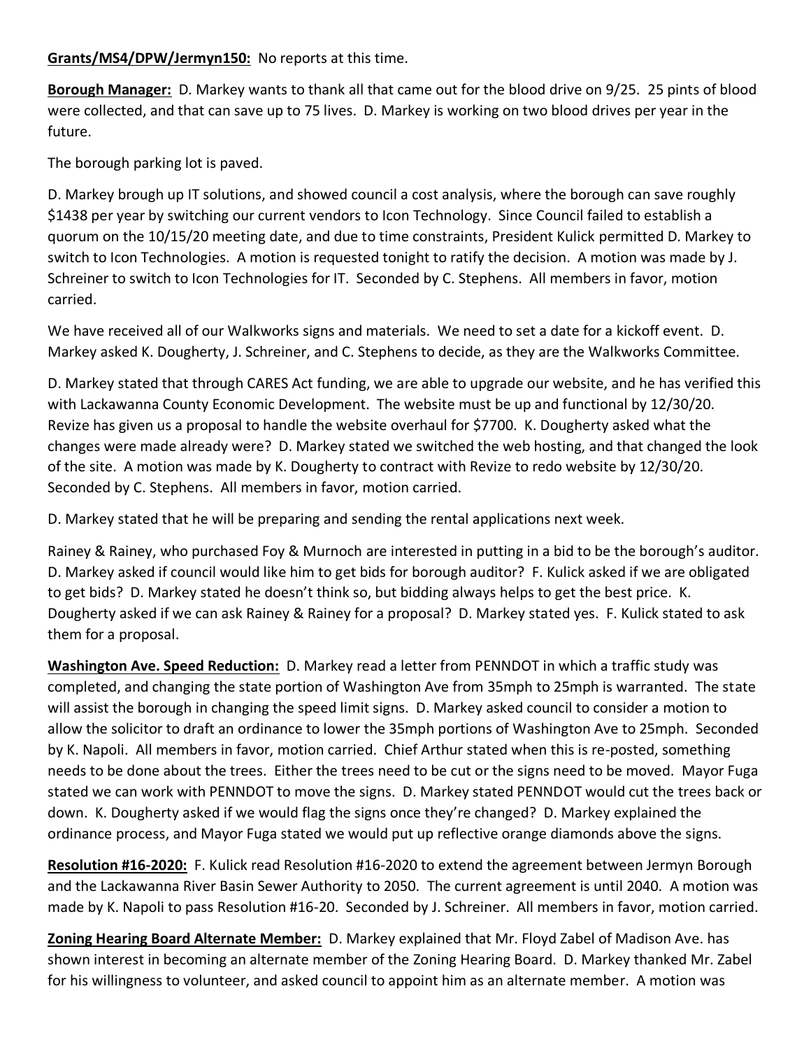**Grants/MS4/DPW/Jermyn150:** No reports at this time.

**Borough Manager:** D. Markey wants to thank all that came out for the blood drive on 9/25. 25 pints of blood were collected, and that can save up to 75 lives. D. Markey is working on two blood drives per year in the future.

The borough parking lot is paved.

D. Markey brough up IT solutions, and showed council a cost analysis, where the borough can save roughly $1438 per year by switching our current vendors to Icon Technology. Since Council failed to establish a quorum on the 10/15/20 meeting date, and due to time constraints, President Kulick permitted D. Markey to switch to Icon Technologies. A motion is requested tonight to ratify the decision. A motion was made by J. Schreiner to switch to Icon Technologies for IT. Seconded by C. Stephens. All members in favor, motion carried.

We have received all of our Walkworks signs and materials. We need to set a date for a kickoff event. D. Markey asked K. Dougherty, J. Schreiner, and C. Stephens to decide, as they are the Walkworks Committee.

D. Markey stated that through CARES Act funding, we are able to upgrade our website, and he has verified this with Lackawanna County Economic Development. The website must be up and functional by 12/30/20. Revize has given us a proposal to handle the website overhaul for $7700. K. Dougherty asked what the changes were made already were? D. Markey stated we switched the web hosting, and that changed the look of the site. A motion was made by K. Dougherty to contract with Revize to redo website by 12/30/20. Seconded by C. Stephens. All members in favor, motion carried.

D. Markey stated that he will be preparing and sending the rental applications next week.

Rainey & Rainey, who purchased Foy & Murnoch are interested in putting in a bid to be the borough's auditor. D. Markey asked if council would like him to get bids for borough auditor? F. Kulick asked if we are obligated to get bids? D. Markey stated he doesn't think so, but bidding always helps to get the best price. K. Dougherty asked if we can ask Rainey & Rainey for a proposal? D. Markey stated yes. F. Kulick stated to ask them for a proposal.

**Washington Ave. Speed Reduction:** D. Markey read a letter from PENNDOT in which a traffic study was completed, and changing the state portion of Washington Ave from 35mph to 25mph is warranted. The state will assist the borough in changing the speed limit signs. D. Markey asked council to consider a motion to allow the solicitor to draft an ordinance to lower the 35mph portions of Washington Ave to 25mph. Seconded by K. Napoli. All members in favor, motion carried. Chief Arthur stated when this is re-posted, something needs to be done about the trees. Either the trees need to be cut or the signs need to be moved. Mayor Fuga stated we can work with PENNDOT to move the signs. D. Markey stated PENNDOT would cut the trees back or down. K. Dougherty asked if we would flag the signs once they're changed? D. Markey explained the ordinance process, and Mayor Fuga stated we would put up reflective orange diamonds above the signs.

**Resolution #16-2020:** F. Kulick read Resolution #16-2020 to extend the agreement between Jermyn Borough and the Lackawanna River Basin Sewer Authority to 2050. The current agreement is until 2040. A motion was made by K. Napoli to pass Resolution #16-20. Seconded by J. Schreiner. All members in favor, motion carried.

**Zoning Hearing Board Alternate Member:** D. Markey explained that Mr. Floyd Zabel of Madison Ave. has shown interest in becoming an alternate member of the Zoning Hearing Board. D. Markey thanked Mr. Zabel for his willingness to volunteer, and asked council to appoint him as an alternate member. A motion was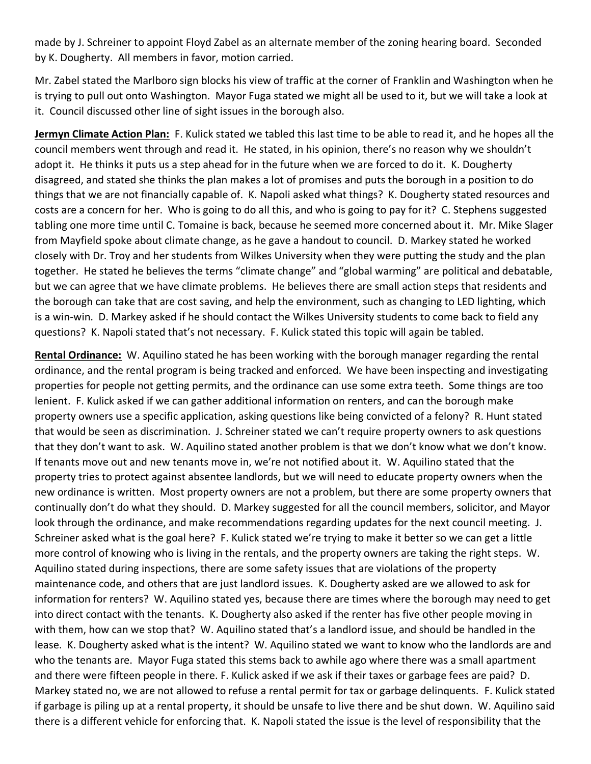made by J. Schreiner to appoint Floyd Zabel as an alternate member of the zoning hearing board. Seconded by K. Dougherty. All members in favor, motion carried.

Mr. Zabel stated the Marlboro sign blocks his view of traffic at the corner of Franklin and Washington when he is trying to pull out onto Washington. Mayor Fuga stated we might all be used to it, but we will take a look at it. Council discussed other line of sight issues in the borough also.

**Jermyn Climate Action Plan:** F. Kulick stated we tabled this last time to be able to read it, and he hopes all the council members went through and read it. He stated, in his opinion, there's no reason why we shouldn't adopt it. He thinks it puts us a step ahead for in the future when we are forced to do it. K. Dougherty disagreed, and stated she thinks the plan makes a lot of promises and puts the borough in a position to do things that we are not financially capable of. K. Napoli asked what things? K. Dougherty stated resources and costs are a concern for her. Who is going to do all this, and who is going to pay for it? C. Stephens suggested tabling one more time until C. Tomaine is back, because he seemed more concerned about it. Mr. Mike Slager from Mayfield spoke about climate change, as he gave a handout to council. D. Markey stated he worked closely with Dr. Troy and her students from Wilkes University when they were putting the study and the plan together. He stated he believes the terms "climate change" and "global warming" are political and debatable, but we can agree that we have climate problems. He believes there are small action steps that residents and the borough can take that are cost saving, and help the environment, such as changing to LED lighting, which is a win-win. D. Markey asked if he should contact the Wilkes University students to come back to field any questions? K. Napoli stated that's not necessary. F. Kulick stated this topic will again be tabled.

**Rental Ordinance:** W. Aquilino stated he has been working with the borough manager regarding the rental ordinance, and the rental program is being tracked and enforced. We have been inspecting and investigating properties for people not getting permits, and the ordinance can use some extra teeth. Some things are too lenient. F. Kulick asked if we can gather additional information on renters, and can the borough make property owners use a specific application, asking questions like being convicted of a felony? R. Hunt stated that would be seen as discrimination. J. Schreiner stated we can't require property owners to ask questions that they don't want to ask. W. Aquilino stated another problem is that we don't know what we don't know. If tenants move out and new tenants move in, we're not notified about it. W. Aquilino stated that the property tries to protect against absentee landlords, but we will need to educate property owners when the new ordinance is written. Most property owners are not a problem, but there are some property owners that continually don't do what they should. D. Markey suggested for all the council members, solicitor, and Mayor look through the ordinance, and make recommendations regarding updates for the next council meeting. J. Schreiner asked what is the goal here? F. Kulick stated we're trying to make it better so we can get a little more control of knowing who is living in the rentals, and the property owners are taking the right steps. W. Aquilino stated during inspections, there are some safety issues that are violations of the property maintenance code, and others that are just landlord issues. K. Dougherty asked are we allowed to ask for information for renters? W. Aquilino stated yes, because there are times where the borough may need to get into direct contact with the tenants. K. Dougherty also asked if the renter has five other people moving in with them, how can we stop that? W. Aquilino stated that's a landlord issue, and should be handled in the lease. K. Dougherty asked what is the intent? W. Aquilino stated we want to know who the landlords are and who the tenants are. Mayor Fuga stated this stems back to awhile ago where there was a small apartment and there were fifteen people in there. F. Kulick asked if we ask if their taxes or garbage fees are paid? D. Markey stated no, we are not allowed to refuse a rental permit for tax or garbage delinquents. F. Kulick stated if garbage is piling up at a rental property, it should be unsafe to live there and be shut down. W. Aquilino said there is a different vehicle for enforcing that. K. Napoli stated the issue is the level of responsibility that the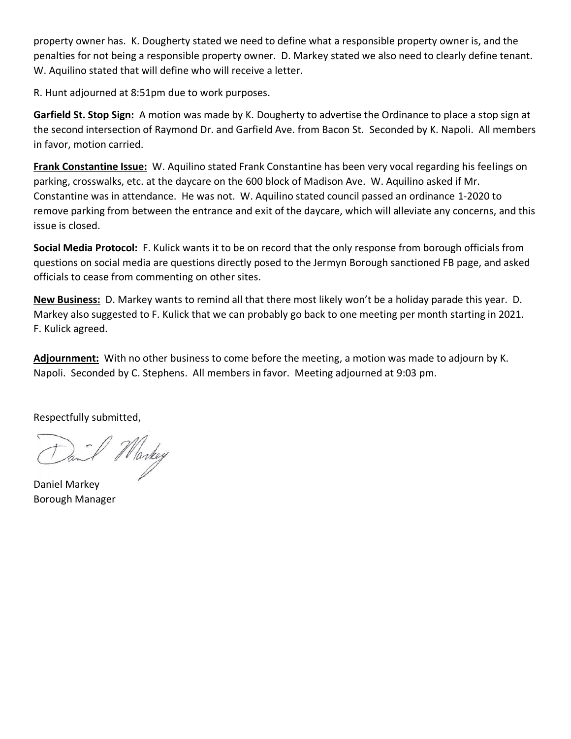property owner has. K. Dougherty stated we need to define what a responsible property owner is, and the penalties for not being a responsible property owner. D. Markey stated we also need to clearly define tenant. W. Aquilino stated that will define who will receive a letter.

R. Hunt adjourned at 8:51pm due to work purposes.

**Garfield St. Stop Sign:** A motion was made by K. Dougherty to advertise the Ordinance to place a stop sign at the second intersection of Raymond Dr. and Garfield Ave. from Bacon St. Seconded by K. Napoli. All members in favor, motion carried.

**Frank Constantine Issue:** W. Aquilino stated Frank Constantine has been very vocal regarding his feelings on parking, crosswalks, etc. at the daycare on the 600 block of Madison Ave. W. Aquilino asked if Mr. Constantine was in attendance. He was not. W. Aquilino stated council passed an ordinance 1-2020 to remove parking from between the entrance and exit of the daycare, which will alleviate any concerns, and this issue is closed.

**Social Media Protocol:** F. Kulick wants it to be on record that the only response from borough officials from questions on social media are questions directly posed to the Jermyn Borough sanctioned FB page, and asked officials to cease from commenting on other sites.

**New Business:** D. Markey wants to remind all that there most likely won't be a holiday parade this year. D. Markey also suggested to F. Kulick that we can probably go back to one meeting per month starting in 2021. F. Kulick agreed.

**Adjournment:** With no other business to come before the meeting, a motion was made to adjourn by K. Napoli. Seconded by C. Stephens. All members in favor. Meeting adjourned at 9:03 pm.

Respectfully submitted,

Daniel Markey
Borough Manager